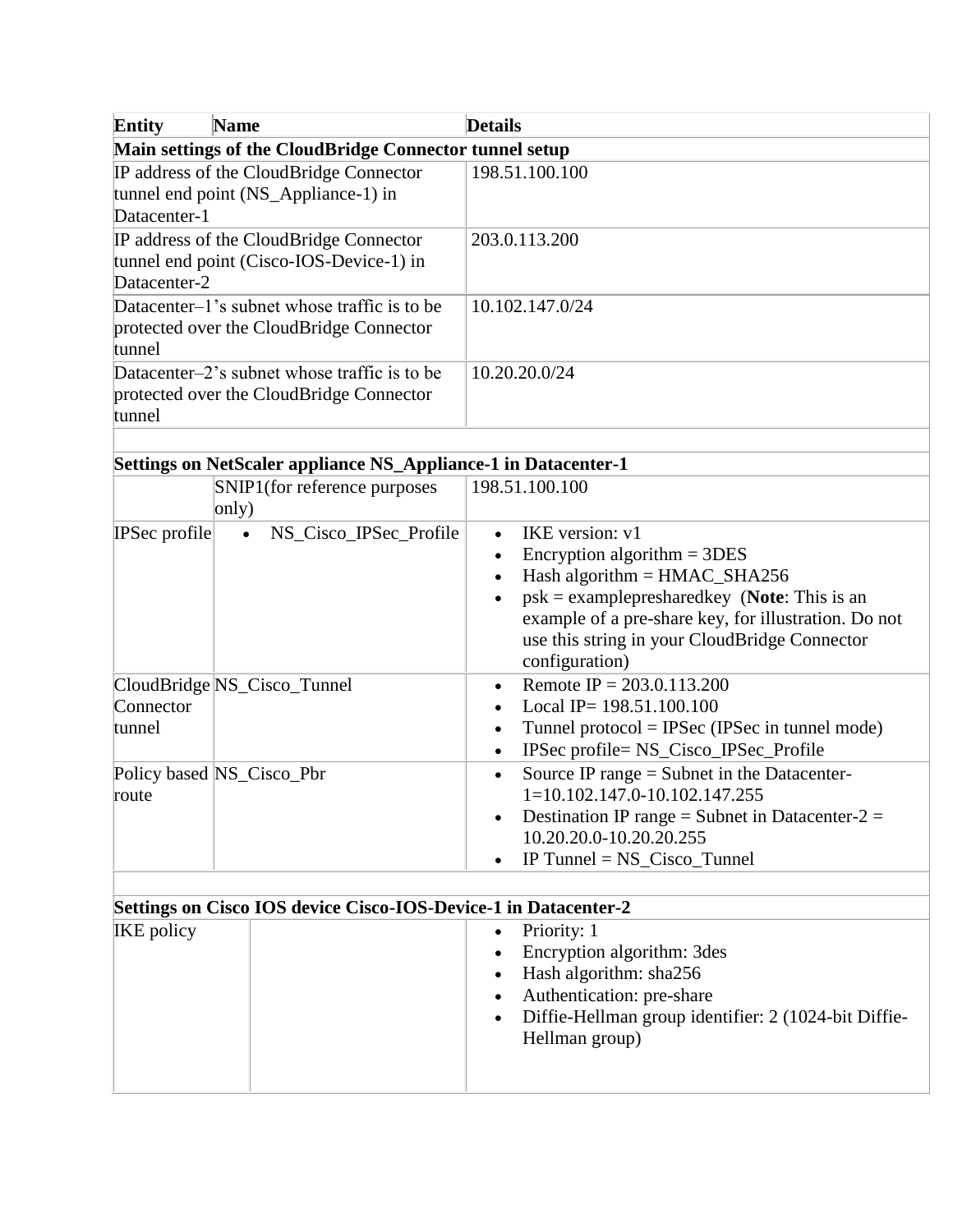| Entity | Name | Details |
|---|---|---|
| **Main settings of the CloudBridge Connector tunnel setup** | | |
| IP address of the CloudBridge Connector tunnel end point (NS_Appliance-1) in Datacenter-1 | | 198.51.100.100 |
| IP address of the CloudBridge Connector tunnel end point (Cisco-IOS-Device-1) in Datacenter-2 | | 203.0.113.200 |
| Datacenter–1's subnet whose traffic is to be protected over the CloudBridge Connector tunnel | | 10.102.147.0/24 |
| Datacenter–2's subnet whose traffic is to be protected over the CloudBridge Connector tunnel | | 10.20.20.0/24 |
| | | |
| **Settings on NetScaler appliance NS_Appliance-1 in Datacenter-1** | | |
| | SNIP1(for reference purposes only) | 198.51.100.100 |
| IPSec profile | • NS_Cisco_IPSec_Profile | • IKE version: v1<br>• Encryption algorithm = 3DES<br>• Hash algorithm = HMAC_SHA256<br>• psk = examplepresharedkey (**Note**: This is an example of a pre-share key, for illustration. Do not use this string in your CloudBridge Connector configuration) |
| CloudBridge Connector tunnel | NS_Cisco_Tunnel | • Remote IP = 203.0.113.200<br>• Local IP= 198.51.100.100<br>• Tunnel protocol = IPSec (IPSec in tunnel mode)<br>• IPSec profile= NS_Cisco_IPSec_Profile |
| Policy based route | NS_Cisco_Pbr | • Source IP range = Subnet in the Datacenter-1=10.102.147.0-10.102.147.255<br>• Destination IP range = Subnet in Datacenter-2 = 10.20.20.0-10.20.20.255<br>• IP Tunnel = NS_Cisco_Tunnel |
| | | |
| **Settings on Cisco IOS device Cisco-IOS-Device-1 in Datacenter-2** | | |
| IKE policy | | • Priority: 1<br>• Encryption algorithm: 3des<br>• Hash algorithm: sha256<br>• Authentication: pre-share<br>• Diffie-Hellman group identifier: 2 (1024-bit Diffie-Hellman group) |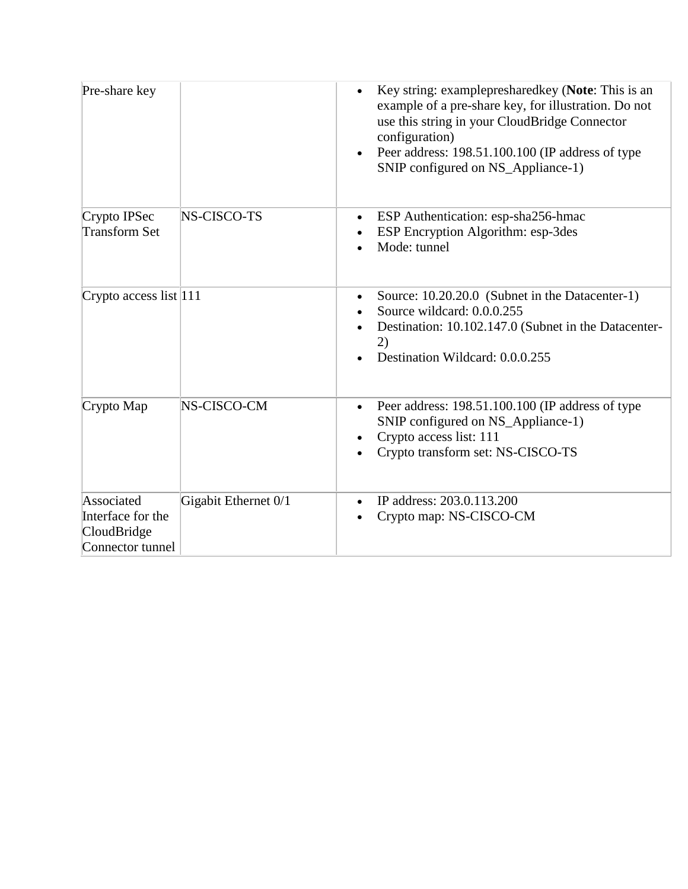| | | |
|---|---|---|
| Pre-share key | | <ul><li>Key string: examplepresharedkey (**Note**: This is an example of a pre-share key, for illustration. Do not use this string in your CloudBridge Connector configuration)</li><li>Peer address: 198.51.100.100 (IP address of type SNIP configured on NS_Appliance-1)</li></ul> |
| Crypto IPSec Transform Set | NS-CISCO-TS | <ul><li>ESP Authentication: esp-sha256-hmac</li><li>ESP Encryption Algorithm: esp-3des</li><li>Mode: tunnel</li></ul> |
| Crypto access list | 111 | <ul><li>Source: 10.20.20.0 (Subnet in the Datacenter-1)</li><li>Source wildcard: 0.0.0.255</li><li>Destination: 10.102.147.0 (Subnet in the Datacenter-2)</li><li>Destination Wildcard: 0.0.0.255</li></ul> |
| Crypto Map | NS-CISCO-CM | <ul><li>Peer address: 198.51.100.100 (IP address of type SNIP configured on NS_Appliance-1)</li><li>Crypto access list: 111</li><li>Crypto transform set: NS-CISCO-TS</li></ul> |
| Associated Interface for the CloudBridge Connector tunnel | Gigabit Ethernet 0/1 | <ul><li>IP address: 203.0.113.200</li><li>Crypto map: NS-CISCO-CM</li></ul> |